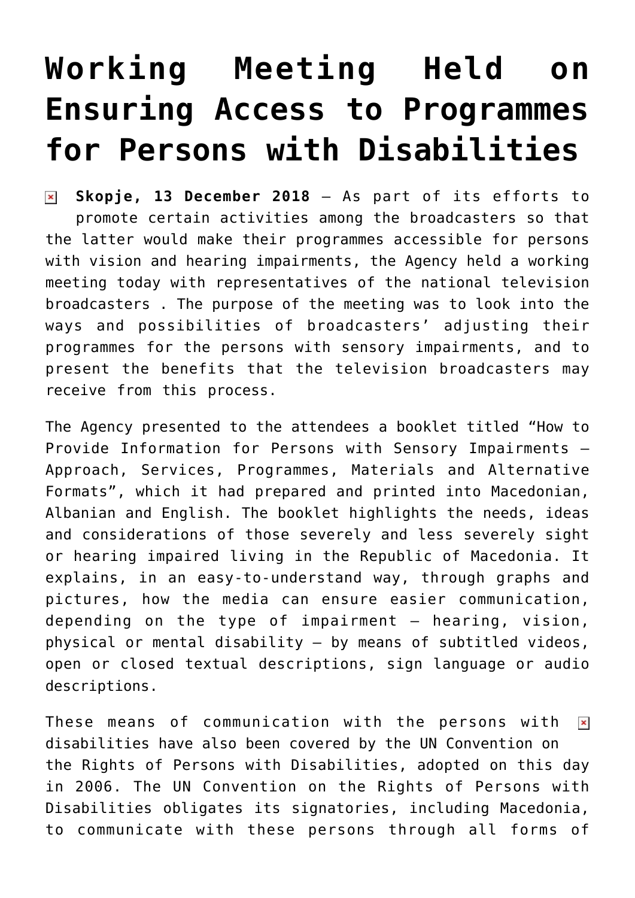# Working Meeting Held on Ensuring Access to Programmes for Persons with Disabilities

**Skopje, 13 December 2018** – As part of its efforts to promote certain activities among the broadcasters so that the latter would make their programmes accessible for persons with vision and hearing impairments, the Agency held a working meeting today with representatives of the national television broadcasters . The purpose of the meeting was to look into the ways and possibilities of broadcasters' adjusting their programmes for the persons with sensory impairments, and to present the benefits that the television broadcasters may receive from this process.

The Agency presented to the attendees a booklet titled "How to Provide Information for Persons with Sensory Impairments – Approach, Services, Programmes, Materials and Alternative Formats", which it had prepared and printed into Macedonian, Albanian and English. The booklet highlights the needs, ideas and considerations of those severely and less severely sight or hearing impaired living in the Republic of Macedonia. It explains, in an easy-to-understand way, through graphs and pictures, how the media can ensure easier communication, depending on the type of impairment – hearing, vision, physical or mental disability – by means of subtitled videos, open or closed textual descriptions, sign language or audio descriptions.

These means of communication with the persons with disabilities have also been covered by the UN Convention on the Rights of Persons with Disabilities, adopted on this day in 2006. The UN Convention on the Rights of Persons with Disabilities obligates its signatories, including Macedonia, to communicate with these persons through all forms of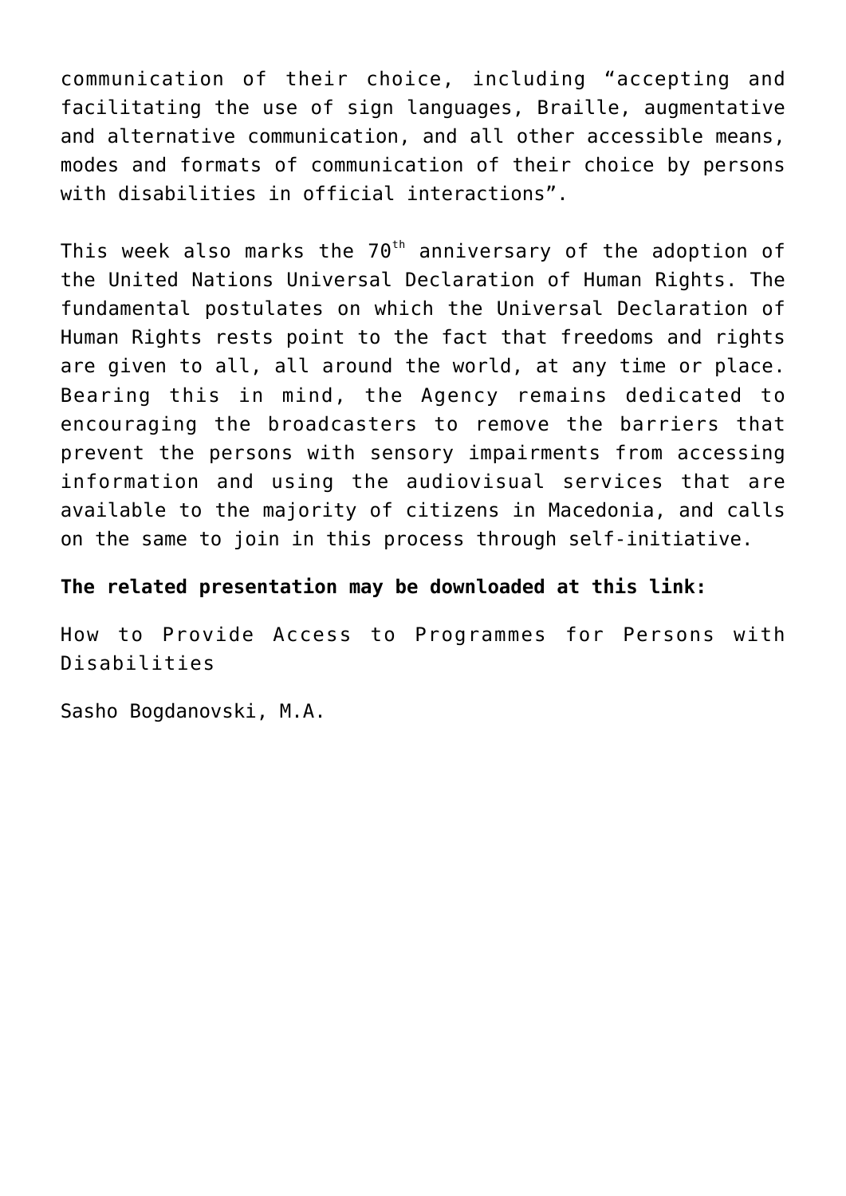communication of their choice, including "accepting and facilitating the use of sign languages, Braille, augmentative and alternative communication, and all other accessible means, modes and formats of communication of their choice by persons with disabilities in official interactions".

This week also marks the 70th anniversary of the adoption of the United Nations Universal Declaration of Human Rights. The fundamental postulates on which the Universal Declaration of Human Rights rests point to the fact that freedoms and rights are given to all, all around the world, at any time or place. Bearing this in mind, the Agency remains dedicated to encouraging the broadcasters to remove the barriers that prevent the persons with sensory impairments from accessing information and using the audiovisual services that are available to the majority of citizens in Macedonia, and calls on the same to join in this process through self-initiative.

**The related presentation may be downloaded at this link:**

How to Provide Access to Programmes for Persons with Disabilities

Sasho Bogdanovski, M.A.